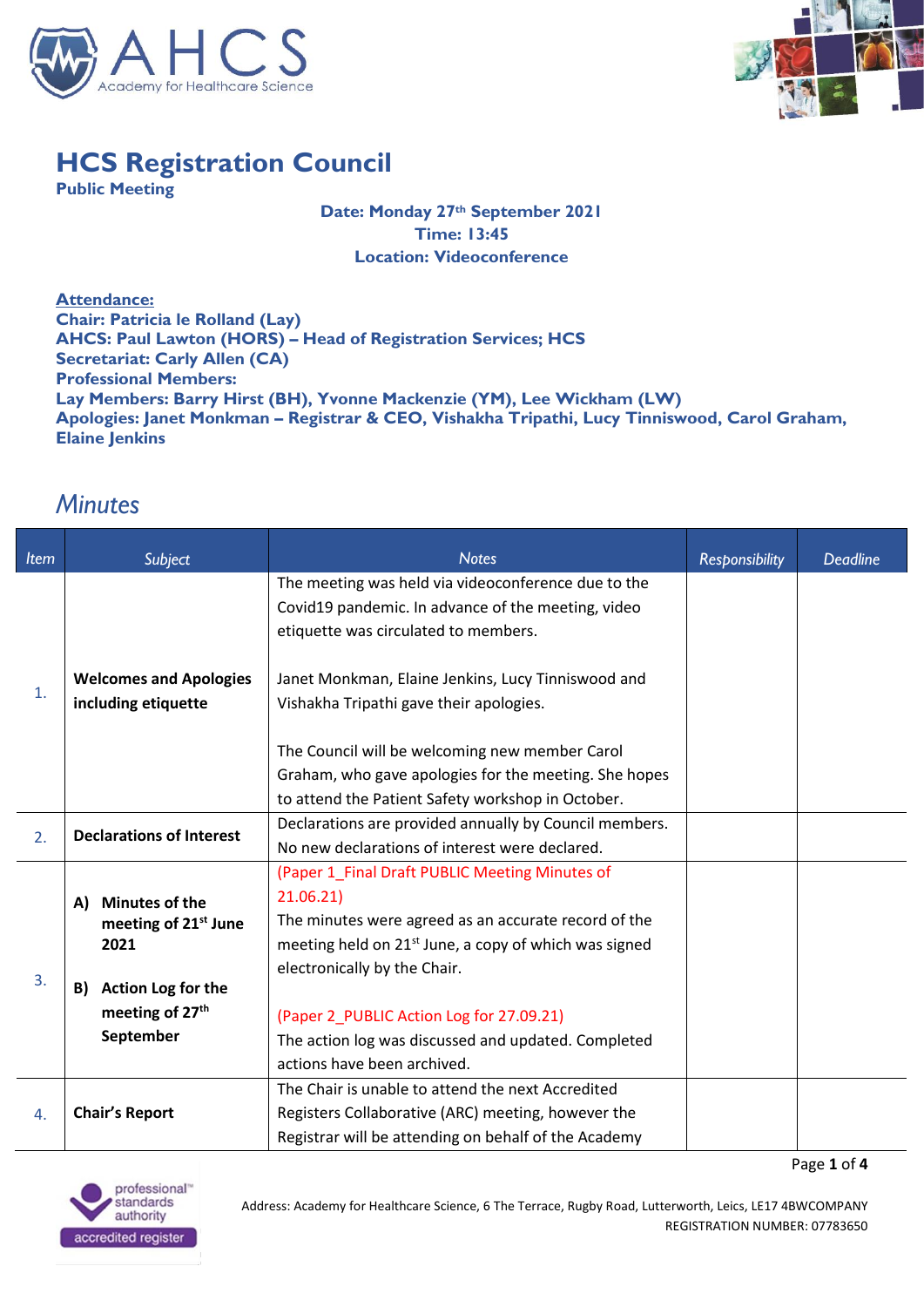# HCS Registration Council

**Public Meeting**

**Date: Monday 27th September 2021**
**Time: 13:45**
**Location: Videoconference**

**Attendance:**
**Chair: Patricia le Rolland (Lay)**
**AHCS: Paul Lawton (HORS) – Head of Registration Services; HCS**
**Secretariat: Carly Allen (CA)**
**Professional Members:**
**Lay Members: Barry Hirst (BH), Yvonne Mackenzie (YM), Lee Wickham (LW)**
**Apologies: Janet Monkman – Registrar & CEO, Vishakha Tripathi, Lucy Tinniswood, Carol Graham, Elaine Jenkins**

## *Minutes*

| Item | Subject | Notes | Responsibility | Deadline |
|---|---|---|---|---|
| 1. | **Welcomes and Apologies including etiquette** | The meeting was held via videoconference due to the Covid19 pandemic. In advance of the meeting, video etiquette was circulated to members.<br><br>Janet Monkman, Elaine Jenkins, Lucy Tinniswood and Vishakha Tripathi gave their apologies.<br><br>The Council will be welcoming new member Carol Graham, who gave apologies for the meeting. She hopes to attend the Patient Safety workshop in October. | | |
| 2. | **Declarations of Interest** | Declarations are provided annually by Council members. No new declarations of interest were declared. | | |
| 3. | **A) Minutes of the meeting of 21st June 2021**<br><br>**B) Action Log for the meeting of 27th September** | (Paper 1_Final Draft PUBLIC Meeting Minutes of 21.06.21)<br>The minutes were agreed as an accurate record of the meeting held on 21st June, a copy of which was signed electronically by the Chair.<br><br>(Paper 2_PUBLIC Action Log for 27.09.21)<br>The action log was discussed and updated. Completed actions have been archived. | | |
| 4. | **Chair's Report** | The Chair is unable to attend the next Accredited Registers Collaborative (ARC) meeting, however the Registrar will be attending on behalf of the Academy | | |

Address: Academy for Healthcare Science, 6 The Terrace, Rugby Road, Lutterworth, Leics, LE17 4BWCOMPANY REGISTRATION NUMBER: 07783650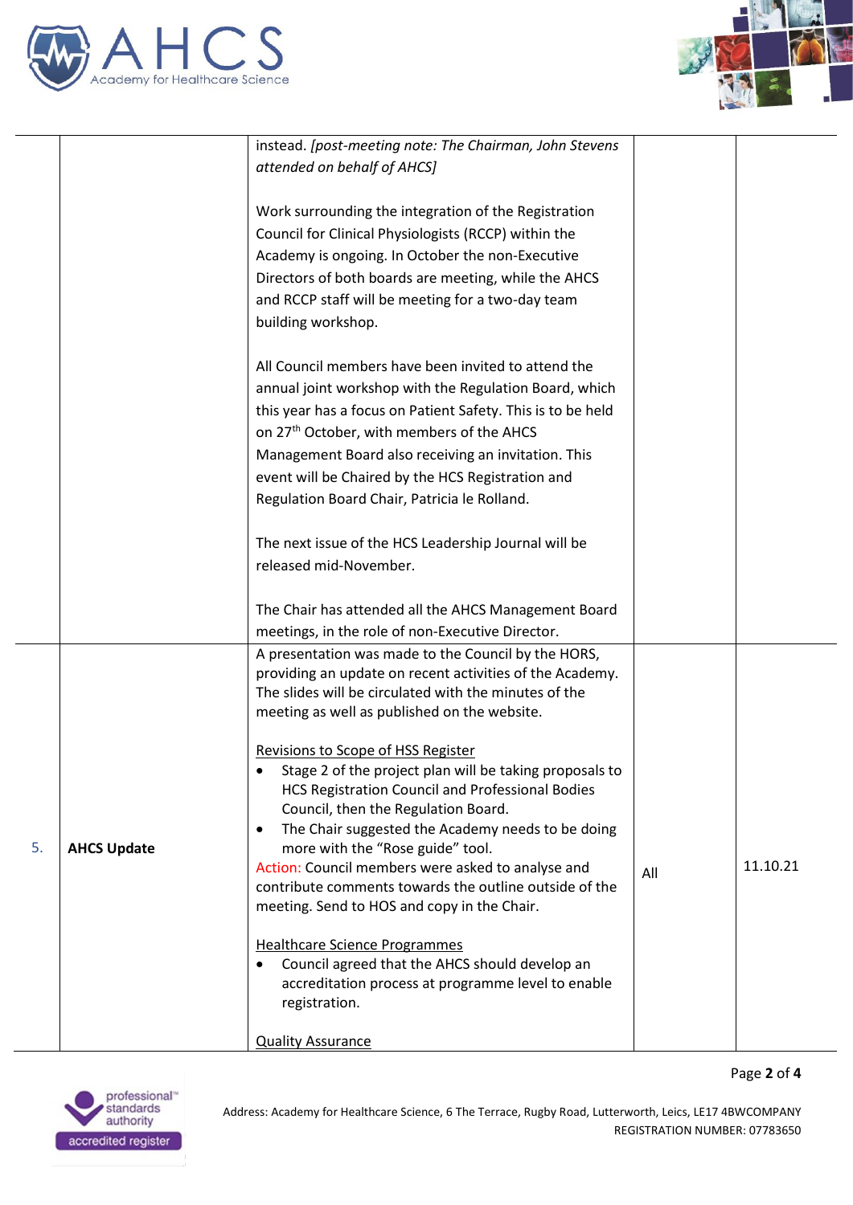| | | | | |
|---|---|---|---|---|
| | | instead. *[post-meeting note: The Chairman, John Stevens attended on behalf of AHCS]*<br><br>Work surrounding the integration of the Registration Council for Clinical Physiologists (RCCP) within the Academy is ongoing. In October the non-Executive Directors of both boards are meeting, while the AHCS and RCCP staff will be meeting for a two-day team building workshop.<br><br>All Council members have been invited to attend the annual joint workshop with the Regulation Board, which this year has a focus on Patient Safety. This is to be held on 27th October, with members of the AHCS Management Board also receiving an invitation. This event will be Chaired by the HCS Registration and Regulation Board Chair, Patricia le Rolland.<br><br>The next issue of the HCS Leadership Journal will be released mid-November.<br><br>The Chair has attended all the AHCS Management Board meetings, in the role of non-Executive Director. | | |
| 5. | **AHCS Update** | A presentation was made to the Council by the HORS, providing an update on recent activities of the Academy. The slides will be circulated with the minutes of the meeting as well as published on the website.<br><br><u>Revisions to Scope of HSS Register</u><br>• Stage 2 of the project plan will be taking proposals to HCS Registration Council and Professional Bodies Council, then the Regulation Board.<br>• The Chair suggested the Academy needs to be doing more with the "Rose guide" tool.<br>Action: Council members were asked to analyse and contribute comments towards the outline outside of the meeting. Send to HOS and copy in the Chair.<br><br><u>Healthcare Science Programmes</u><br>• Council agreed that the AHCS should develop an accreditation process at programme level to enable registration.<br><br><u>Quality Assurance</u> | All | 11.10.21 |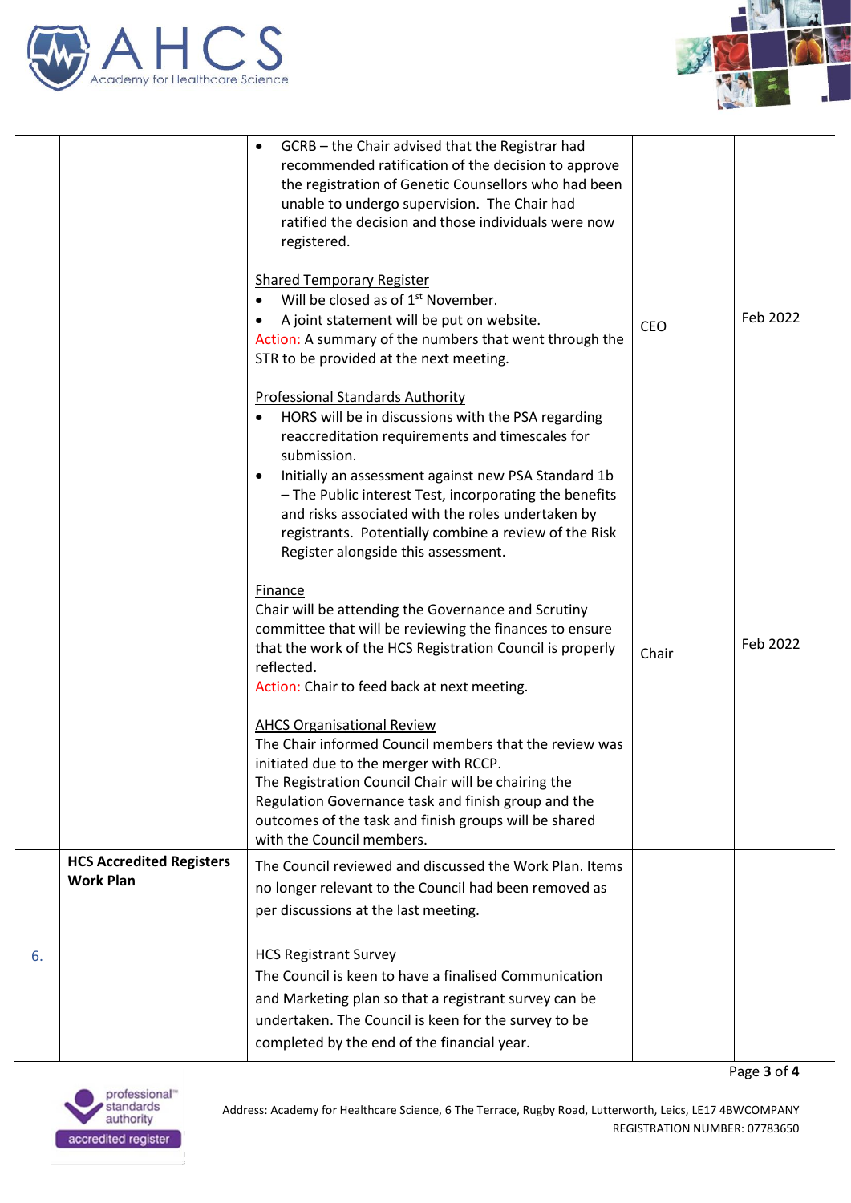| | | | | |
|---|---|---|---|---|
| | | • GCRB – the Chair advised that the Registrar had recommended ratification of the decision to approve the registration of Genetic Counsellors who had been unable to undergo supervision. The Chair had ratified the decision and those individuals were now registered.<br><br>Shared Temporary Register<br>• Will be closed as of 1st November.<br>• A joint statement will be put on website.<br>Action: A summary of the numbers that went through the STR to be provided at the next meeting.<br><br>Professional Standards Authority<br>• HORS will be in discussions with the PSA regarding reaccreditation requirements and timescales for submission.<br>• Initially an assessment against new PSA Standard 1b – The Public interest Test, incorporating the benefits and risks associated with the roles undertaken by registrants. Potentially combine a review of the Risk Register alongside this assessment.<br><br>Finance<br>Chair will be attending the Governance and Scrutiny committee that will be reviewing the finances to ensure that the work of the HCS Registration Council is properly reflected.<br>Action: Chair to feed back at next meeting.<br><br>AHCS Organisational Review<br>The Chair informed Council members that the review was initiated due to the merger with RCCP.<br>The Registration Council Chair will be chairing the Regulation Governance task and finish group and the outcomes of the task and finish groups will be shared with the Council members. | CEO<br><br>Chair | Feb 2022<br><br>Feb 2022 |
| 6. | **HCS Accredited Registers Work Plan** | The Council reviewed and discussed the Work Plan. Items no longer relevant to the Council had been removed as per discussions at the last meeting.<br><br>HCS Registrant Survey<br>The Council is keen to have a finalised Communication and Marketing plan so that a registrant survey can be undertaken. The Council is keen for the survey to be completed by the end of the financial year. | | |

Address: Academy for Healthcare Science, 6 The Terrace, Rugby Road, Lutterworth, Leics, LE17 4BWCOMPANY REGISTRATION NUMBER: 07783650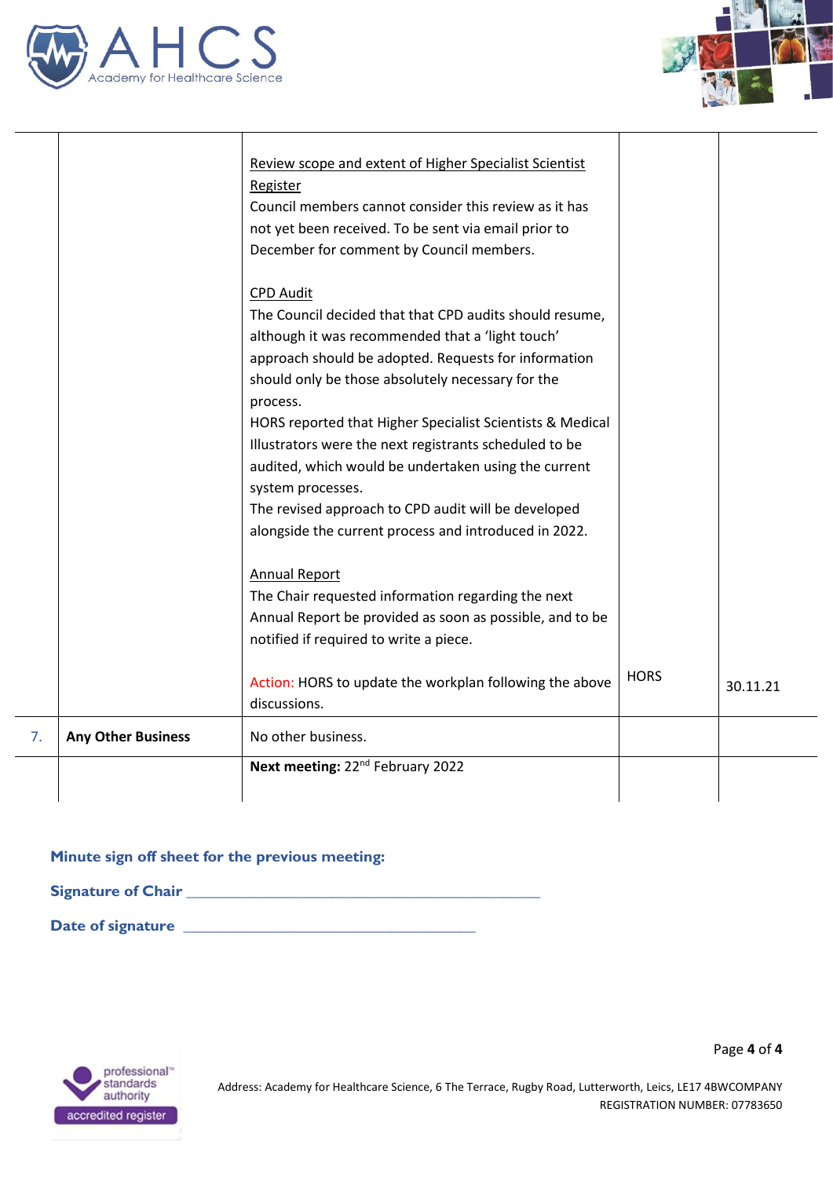| | | | | |
|---|---|---|---|---|
| | | Review scope and extent of Higher Specialist Scientist Register<br>Council members cannot consider this review as it has not yet been received. To be sent via email prior to December for comment by Council members.<br><br>CPD Audit<br>The Council decided that that CPD audits should resume, although it was recommended that a 'light touch' approach should be adopted. Requests for information should only be those absolutely necessary for the process.<br>HORS reported that Higher Specialist Scientists & Medical Illustrators were the next registrants scheduled to be audited, which would be undertaken using the current system processes.<br>The revised approach to CPD audit will be developed alongside the current process and introduced in 2022.<br><br>Annual Report<br>The Chair requested information regarding the next Annual Report be provided as soon as possible, and to be notified if required to write a piece.<br><br>Action: HORS to update the workplan following the above discussions. | HORS | 30.11.21 |
| 7. | **Any Other Business** | No other business. | | |
| | | **Next meeting:** 22nd February 2022 | | |

**Minute sign off sheet for the previous meeting:**

**Signature of Chair** ____________________________________________

**Date of signature** ____________________________________

Address: Academy for Healthcare Science, 6 The Terrace, Rugby Road, Lutterworth, Leics, LE17 4BW COMPANY REGISTRATION NUMBER: 07783650